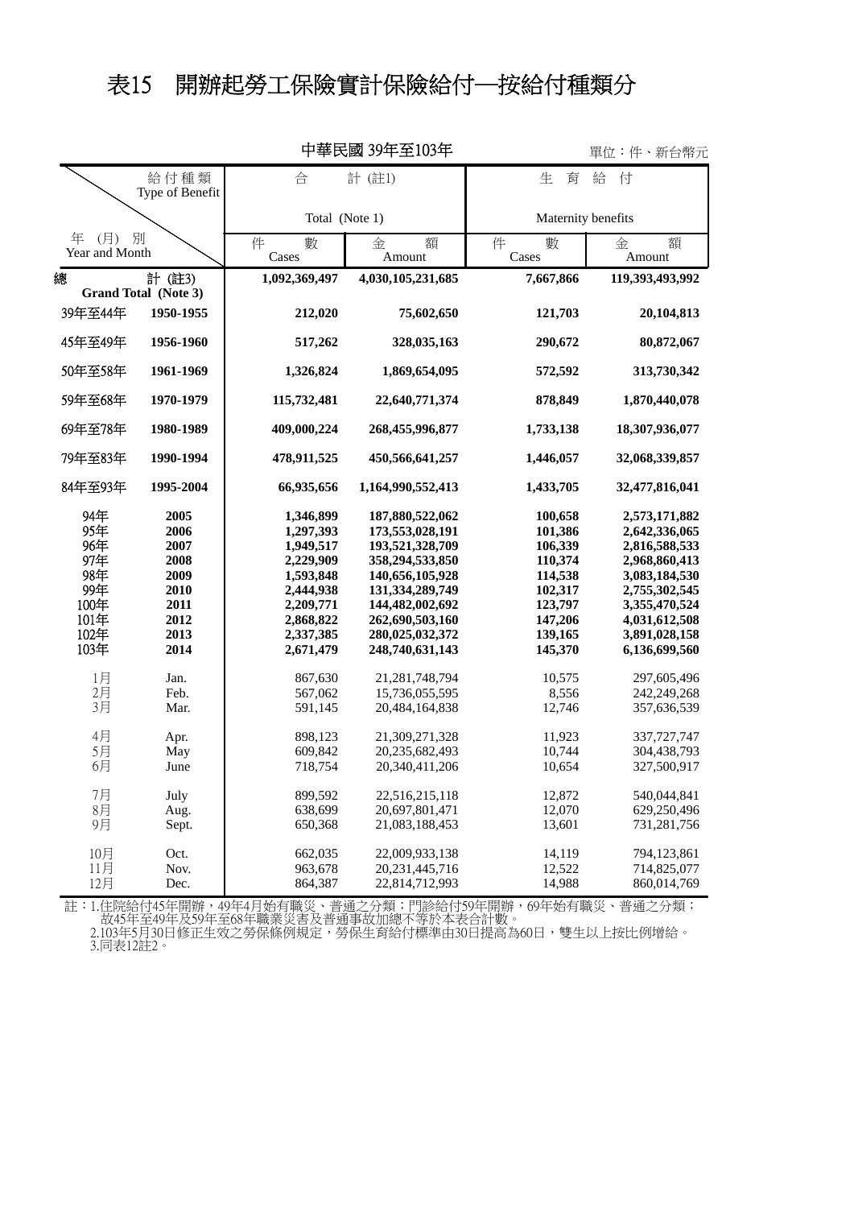# 表15　開辦起勞工保險實計保險給付—按給付種類分

中華民國 39年至103年

單位：件、新台幣元

| 年（月）別 Year and Month | | 合計（註1） Total (Note 1) 件數 Cases | 合計（註1） Total (Note 1) 金額 Amount | 生育給付 Maternity benefits 件數 Cases | 生育給付 Maternity benefits 金額 Amount |
|---|---|---|---|---|---|
| 總計（註3） | Grand Total (Note 3) | **1,092,369,497** | **4,030,105,231,685** | **7,667,866** | **119,393,493,992** |
| 39年至44年 | 1950-1955 | **212,020** | **75,602,650** | **121,703** | **20,104,813** |
| 45年至49年 | 1956-1960 | **517,262** | **328,035,163** | **290,672** | **80,872,067** |
| 50年至58年 | 1961-1969 | **1,326,824** | **1,869,654,095** | **572,592** | **313,730,342** |
| 59年至68年 | 1970-1979 | **115,732,481** | **22,640,771,374** | **878,849** | **1,870,440,078** |
| 69年至78年 | 1980-1989 | **409,000,224** | **268,455,996,877** | **1,733,138** | **18,307,936,077** |
| 79年至83年 | 1990-1994 | **478,911,525** | **450,566,641,257** | **1,446,057** | **32,068,339,857** |
| 84年至93年 | 1995-2004 | **66,935,656** | **1,164,990,552,413** | **1,433,705** | **32,477,816,041** |
| 94年 | 2005 | **1,346,899** | **187,880,522,062** | **100,658** | **2,573,171,882** |
| 95年 | 2006 | **1,297,393** | **173,553,028,191** | **101,386** | **2,642,336,065** |
| 96年 | 2007 | **1,949,517** | **193,521,328,709** | **106,339** | **2,816,588,533** |
| 97年 | 2008 | **2,229,909** | **358,294,533,850** | **110,374** | **2,968,860,413** |
| 98年 | 2009 | **1,593,848** | **140,656,105,928** | **114,538** | **3,083,184,530** |
| 99年 | 2010 | **2,444,938** | **131,334,289,749** | **102,317** | **2,755,302,545** |
| 100年 | 2011 | **2,209,771** | **144,482,002,692** | **123,797** | **3,355,470,524** |
| 101年 | 2012 | **2,868,822** | **262,690,503,160** | **147,206** | **4,031,612,508** |
| 102年 | 2013 | **2,337,385** | **280,025,032,372** | **139,165** | **3,891,028,158** |
| 103年 | 2014 | **2,671,479** | **248,740,631,143** | **145,370** | **6,136,699,560** |
| 1月 | Jan. | 867,630 | 21,281,748,794 | 10,575 | 297,605,496 |
| 2月 | Feb. | 567,062 | 15,736,055,595 | 8,556 | 242,249,268 |
| 3月 | Mar. | 591,145 | 20,484,164,838 | 12,746 | 357,636,539 |
| 4月 | Apr. | 898,123 | 21,309,271,328 | 11,923 | 337,727,747 |
| 5月 | May | 609,842 | 20,235,682,493 | 10,744 | 304,438,793 |
| 6月 | June | 718,754 | 20,340,411,206 | 10,654 | 327,500,917 |
| 7月 | July | 899,592 | 22,516,215,118 | 12,872 | 540,044,841 |
| 8月 | Aug. | 638,699 | 20,697,801,471 | 12,070 | 629,250,496 |
| 9月 | Sept. | 650,368 | 21,083,188,453 | 13,601 | 731,281,756 |
| 10月 | Oct. | 662,035 | 22,009,933,138 | 14,119 | 794,123,861 |
| 11月 | Nov. | 963,678 | 20,231,445,716 | 12,522 | 714,825,077 |
| 12月 | Dec. | 864,387 | 22,814,712,993 | 14,988 | 860,014,769 |

註：1.住院給付45年開辦，49年4月始有職災、普通之分類；門診給付59年開辦，69年始有職災、普通之分類；故45年至49年及59年至68年職業災害及普通事故加總不等於本表合計數。
2.103年5月30日修正生效之勞保條例規定，勞保生育給付標準由30日提高為60日，雙生以上按比例增給。
3.同表12註2。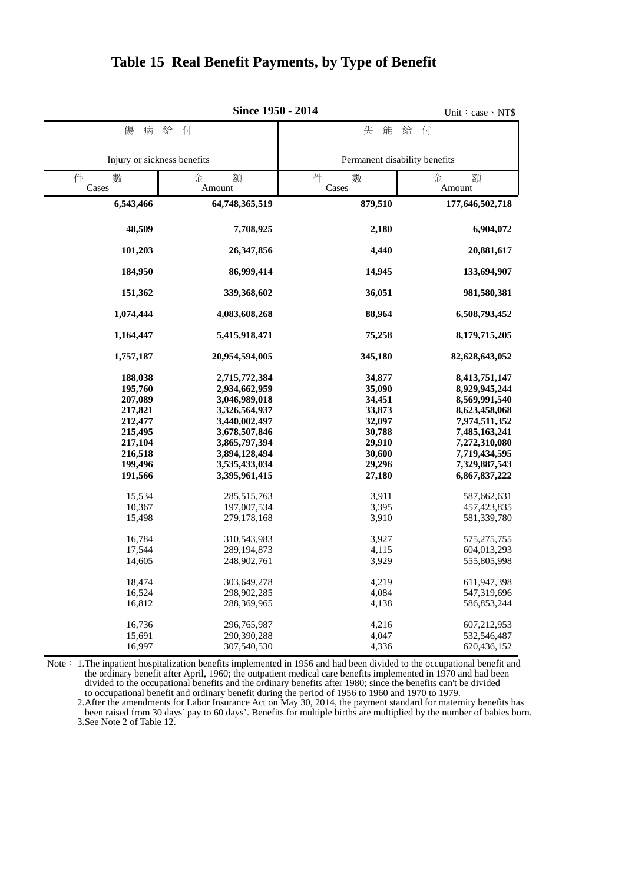# Table 15 Real Benefit Payments, by Type of Benefit

**Since 1950 - 2014**

Unit：case、NT$

| 傷病給付 Injury or sickness benefits | | 失能給付 Permanent disability benefits | |
|---|---|---|---|
| 件數 Cases | 金額 Amount | 件數 Cases | 金額 Amount |
| **6,543,466** | **64,748,365,519** | **879,510** | **177,646,502,718** |
| **48,509** | **7,708,925** | **2,180** | **6,904,072** |
| **101,203** | **26,347,856** | **4,440** | **20,881,617** |
| **184,950** | **86,999,414** | **14,945** | **133,694,907** |
| **151,362** | **339,368,602** | **36,051** | **981,580,381** |
| **1,074,444** | **4,083,608,268** | **88,964** | **6,508,793,452** |
| **1,164,447** | **5,415,918,471** | **75,258** | **8,179,715,205** |
| **1,757,187** | **20,954,594,005** | **345,180** | **82,628,643,052** |
| **188,038** | **2,715,772,384** | **34,877** | **8,413,751,147** |
| **195,760** | **2,934,662,959** | **35,090** | **8,929,945,244** |
| **207,089** | **3,046,989,018** | **34,451** | **8,569,991,540** |
| **217,821** | **3,326,564,937** | **33,873** | **8,623,458,068** |
| **212,477** | **3,440,002,497** | **32,097** | **7,974,511,352** |
| **215,495** | **3,678,507,846** | **30,788** | **7,485,163,241** |
| **217,104** | **3,865,797,394** | **29,910** | **7,272,310,080** |
| **216,518** | **3,894,128,494** | **30,600** | **7,719,434,595** |
| **199,496** | **3,535,433,034** | **29,296** | **7,329,887,543** |
| **191,566** | **3,395,961,415** | **27,180** | **6,867,837,222** |
| 15,534 | 285,515,763 | 3,911 | 587,662,631 |
| 10,367 | 197,007,534 | 3,395 | 457,423,835 |
| 15,498 | 279,178,168 | 3,910 | 581,339,780 |
| 16,784 | 310,543,983 | 3,927 | 575,275,755 |
| 17,544 | 289,194,873 | 4,115 | 604,013,293 |
| 14,605 | 248,902,761 | 3,929 | 555,805,998 |
| 18,474 | 303,649,278 | 4,219 | 611,947,398 |
| 16,524 | 298,902,285 | 4,084 | 547,319,696 |
| 16,812 | 288,369,965 | 4,138 | 586,853,244 |
| 16,736 | 296,765,987 | 4,216 | 607,212,953 |
| 15,691 | 290,390,288 | 4,047 | 532,546,487 |
| 16,997 | 307,540,530 | 4,336 | 620,436,152 |

Note： 1.The inpatient hospitalization benefits implemented in 1956 and had been divided to the occupational benefit and the ordinary benefit after April, 1960; the outpatient medical care benefits implemented in 1970 and had been divided to the occupational benefits and the ordinary benefits after 1980; since the benefits can't be divided to occupational benefit and ordinary benefit during the period of 1956 to 1960 and 1970 to 1979.

2.After the amendments for Labor Insurance Act on May 30, 2014, the payment standard for maternity benefits has been raised from 30 days' pay to 60 days'. Benefits for multiple births are multiplied by the number of babies born.

3.See Note 2 of Table 12.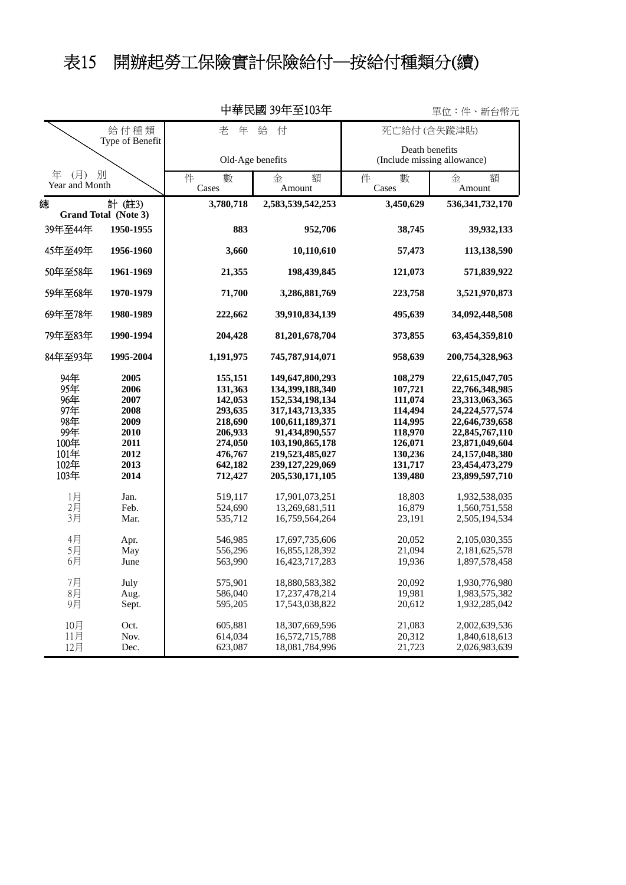# 表15　開辦起勞工保險實計保險給付—按給付種類分(續)

中華民國 39年至103年　　　　單位：件、新台幣元

| 給付種類 Type of Benefit / 年(月)別 Year and Month | | 老年給付 Old-Age benefits | | 死亡給付(含失蹤津貼) Death benefits (Include missing allowance) | |
|---|---|---|---|---|---|
| | | 件數 Cases | 金額 Amount | 件數 Cases | 金額 Amount |
| **總計 (註3) Grand Total (Note 3)** | | **3,780,718** | **2,583,539,542,253** | **3,450,629** | **536,341,732,170** |
| 39年至44年 | **1950-1955** | **883** | **952,706** | **38,745** | **39,932,133** |
| 45年至49年 | **1956-1960** | **3,660** | **10,110,610** | **57,473** | **113,138,590** |
| 50年至58年 | **1961-1969** | **21,355** | **198,439,845** | **121,073** | **571,839,922** |
| 59年至68年 | **1970-1979** | **71,700** | **3,286,881,769** | **223,758** | **3,521,970,873** |
| 69年至78年 | **1980-1989** | **222,662** | **39,910,834,139** | **495,639** | **34,092,448,508** |
| 79年至83年 | **1990-1994** | **204,428** | **81,201,678,704** | **373,855** | **63,454,359,810** |
| 84年至93年 | **1995-2004** | **1,191,975** | **745,787,914,071** | **958,639** | **200,754,328,963** |
| 94年 | **2005** | **155,151** | **149,647,800,293** | **108,279** | **22,615,047,705** |
| 95年 | **2006** | **131,363** | **134,399,188,340** | **107,721** | **22,766,348,985** |
| 96年 | **2007** | **142,053** | **152,534,198,134** | **111,074** | **23,313,063,365** |
| 97年 | **2008** | **293,635** | **317,143,713,335** | **114,494** | **24,224,577,574** |
| 98年 | **2009** | **218,690** | **100,611,189,371** | **114,995** | **22,646,739,658** |
| 99年 | **2010** | **206,933** | **91,434,890,557** | **118,970** | **22,845,767,110** |
| 100年 | **2011** | **274,050** | **103,190,865,178** | **126,071** | **23,871,049,604** |
| 101年 | **2012** | **476,767** | **219,523,485,027** | **130,236** | **24,157,048,380** |
| 102年 | **2013** | **642,182** | **239,127,229,069** | **131,717** | **23,454,473,279** |
| 103年 | **2014** | **712,427** | **205,530,171,105** | **139,480** | **23,899,597,710** |
| 1月 | Jan. | 519,117 | 17,901,073,251 | 18,803 | 1,932,538,035 |
| 2月 | Feb. | 524,690 | 13,269,681,511 | 16,879 | 1,560,751,558 |
| 3月 | Mar. | 535,712 | 16,759,564,264 | 23,191 | 2,505,194,534 |
| 4月 | Apr. | 546,985 | 17,697,735,606 | 20,052 | 2,105,030,355 |
| 5月 | May | 556,296 | 16,855,128,392 | 21,094 | 2,181,625,578 |
| 6月 | June | 563,990 | 16,423,717,283 | 19,936 | 1,897,578,458 |
| 7月 | July | 575,901 | 18,880,583,382 | 20,092 | 1,930,776,980 |
| 8月 | Aug. | 586,040 | 17,237,478,214 | 19,981 | 1,983,575,382 |
| 9月 | Sept. | 595,205 | 17,543,038,822 | 20,612 | 1,932,285,042 |
| 10月 | Oct. | 605,881 | 18,307,669,596 | 21,083 | 2,002,639,536 |
| 11月 | Nov. | 614,034 | 16,572,715,788 | 20,312 | 1,840,618,613 |
| 12月 | Dec. | 623,087 | 18,081,784,996 | 21,723 | 2,026,983,639 |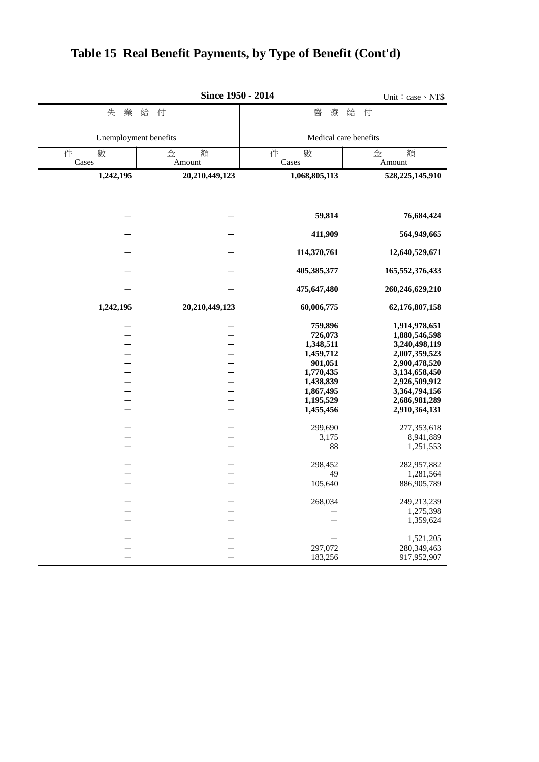# Table 15 Real Benefit Payments, by Type of Benefit (Cont'd)

**Since 1950 - 2014**

Unit：case、NT$

| 失 業 給 付 Unemployment benefits | | 醫 療 給 付 Medical care benefits | |
|---|---|---|---|
| 件 數 Cases | 金 額 Amount | 件 數 Cases | 金 額 Amount |
| **1,242,195** | **20,210,449,123** | **1,068,805,113** | **528,225,145,910** |
| **－** | **－** | **－** | **－** |
| **－** | **－** | **59,814** | **76,684,424** |
| **－** | **－** | **411,909** | **564,949,665** |
| **－** | **－** | **114,370,761** | **12,640,529,671** |
| **－** | **－** | **405,385,377** | **165,552,376,433** |
| **－** | **－** | **475,647,480** | **260,246,629,210** |
| **1,242,195** | **20,210,449,123** | **60,006,775** | **62,176,807,158** |
| **－** | **－** | **759,896** | **1,914,978,651** |
| **－** | **－** | **726,073** | **1,880,546,598** |
| **－** | **－** | **1,348,511** | **3,240,498,119** |
| **－** | **－** | **1,459,712** | **2,007,359,523** |
| **－** | **－** | **901,051** | **2,900,478,520** |
| **－** | **－** | **1,770,435** | **3,134,658,450** |
| **－** | **－** | **1,438,839** | **2,926,509,912** |
| **－** | **－** | **1,867,495** | **3,364,794,156** |
| **－** | **－** | **1,195,529** | **2,686,981,289** |
| **－** | **－** | **1,455,456** | **2,910,364,131** |
| － | － | 299,690 | 277,353,618 |
| － | － | 3,175 | 8,941,889 |
| － | － | 88 | 1,251,553 |
| － | － | 298,452 | 282,957,882 |
| － | － | 49 | 1,281,564 |
| － | － | 105,640 | 886,905,789 |
| － | － | 268,034 | 249,213,239 |
| － | － | － | 1,275,398 |
| － | － | － | 1,359,624 |
| － | － | － | 1,521,205 |
| － | － | 297,072 | 280,349,463 |
| － | － | 183,256 | 917,952,907 |